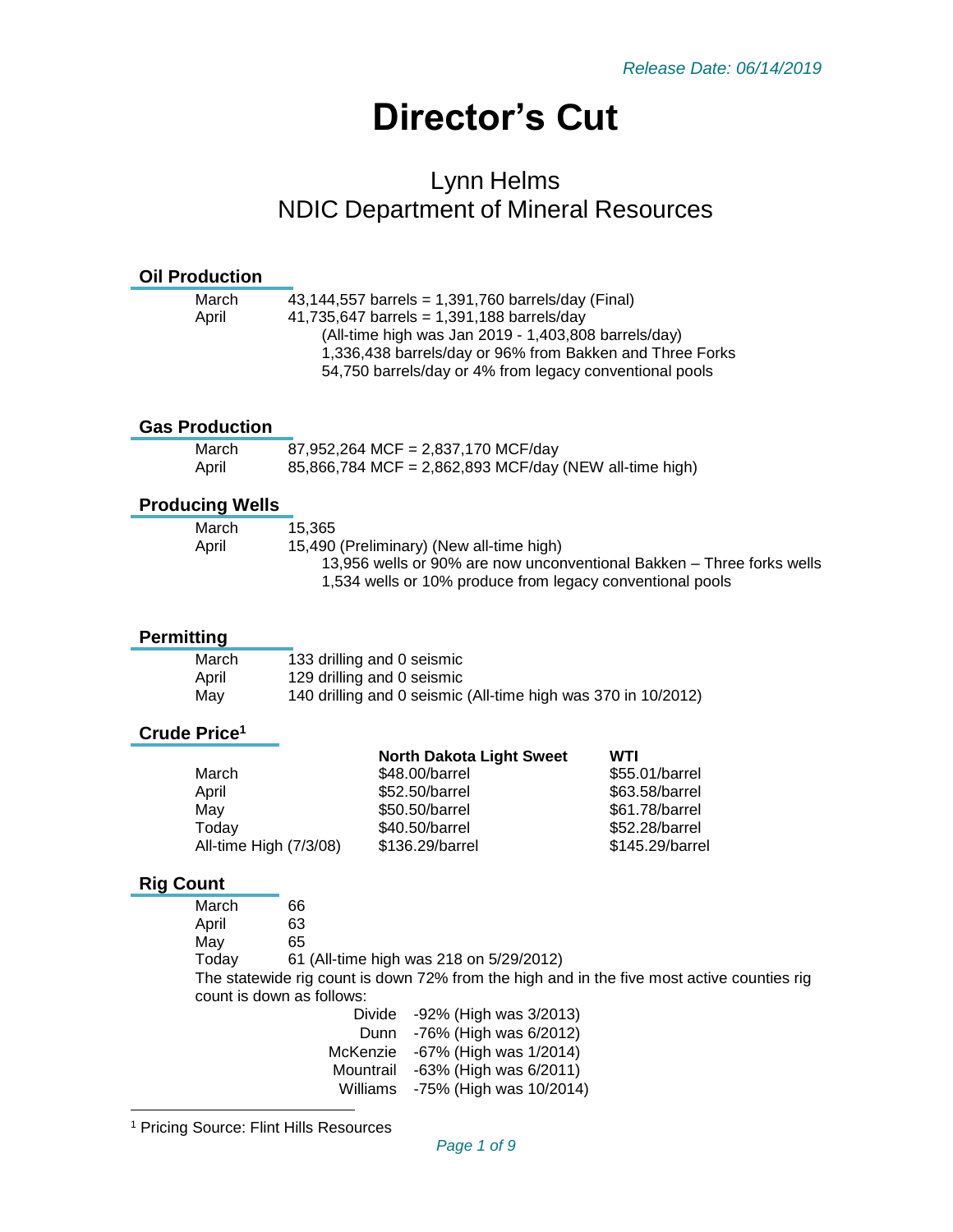*Release Date: 06/14/2019*

# Director's Cut

## Lynn Helms
## NDIC Department of Mineral Resources

### Oil Production

| | |
|---|---|
| March | 43,144,557 barrels = 1,391,760 barrels/day (Final) |
| April | 41,735,647 barrels = 1,391,188 barrels/day |

(All-time high was Jan 2019 - 1,403,808 barrels/day)
1,336,438 barrels/day or 96% from Bakken and Three Forks
54,750 barrels/day or 4% from legacy conventional pools

### Gas Production

| | |
|---|---|
| March | 87,952,264 MCF = 2,837,170 MCF/day |
| April | 85,866,784 MCF = 2,862,893 MCF/day (NEW all-time high) |

### Producing Wells

| | |
|---|---|
| March | 15,365 |
| April | 15,490 (Preliminary) (New all-time high) |

13,956 wells or 90% are now unconventional Bakken – Three forks wells
1,534 wells or 10% produce from legacy conventional pools

### Permitting

| | |
|---|---|
| March | 133 drilling and 0 seismic |
| April | 129 drilling and 0 seismic |
| May | 140 drilling and 0 seismic (All-time high was 370 in 10/2012) |

### Crude Price[1]

| | North Dakota Light Sweet | WTI |
|---|---|---|
| March | $48.00/barrel | $55.01/barrel |
| April | $52.50/barrel | $63.58/barrel |
| May | $50.50/barrel | $61.78/barrel |
| Today | $40.50/barrel | $52.28/barrel |
| All-time High (7/3/08) | $136.29/barrel | $145.29/barrel |

### Rig Count

| | |
|---|---|
| March | 66 |
| April | 63 |
| May | 65 |
| Today | 61 (All-time high was 218 on 5/29/2012) |

The statewide rig count is down 72% from the high and in the five most active counties rig count is down as follows:

| | |
|---|---|
| Divide | -92% (High was 3/2013) |
| Dunn | -76% (High was 6/2012) |
| McKenzie | -67% (High was 1/2014) |
| Mountrail | -63% (High was 6/2011) |
| Williams | -75% (High was 10/2014) |

[1] Pricing Source: Flint Hills Resources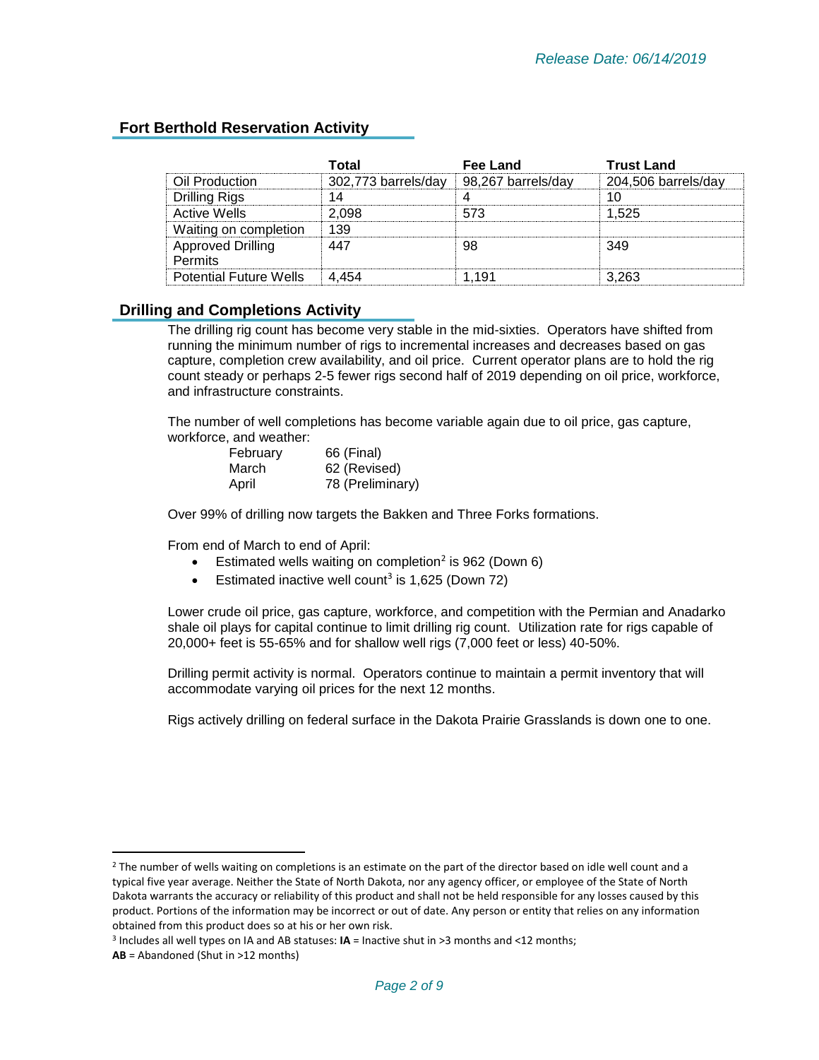Release Date: 06/14/2019

## Fort Berthold Reservation Activity

| | Total | Fee Land | Trust Land |
|---|---|---|---|
| Oil Production | 302,773 barrels/day | 98,267 barrels/day | 204,506 barrels/day |
| Drilling Rigs | 14 | 4 | 10 |
| Active Wells | 2,098 | 573 | 1,525 |
| Waiting on completion | 139 | | |
| Approved Drilling Permits | 447 | 98 | 349 |
| Potential Future Wells | 4,454 | 1,191 | 3,263 |

## Drilling and Completions Activity

The drilling rig count has become very stable in the mid-sixties. Operators have shifted from running the minimum number of rigs to incremental increases and decreases based on gas capture, completion crew availability, and oil price. Current operator plans are to hold the rig count steady or perhaps 2-5 fewer rigs second half of 2019 depending on oil price, workforce, and infrastructure constraints.

The number of well completions has become variable again due to oil price, gas capture, workforce, and weather:

| | |
|---|---|
| February | 66 (Final) |
| March | 62 (Revised) |
| April | 78 (Preliminary) |

Over 99% of drilling now targets the Bakken and Three Forks formations.

From end of March to end of April:

- Estimated wells waiting on completion[2] is 962 (Down 6)
- Estimated inactive well count[3] is 1,625 (Down 72)

Lower crude oil price, gas capture, workforce, and competition with the Permian and Anadarko shale oil plays for capital continue to limit drilling rig count. Utilization rate for rigs capable of 20,000+ feet is 55-65% and for shallow well rigs (7,000 feet or less) 40-50%.

Drilling permit activity is normal. Operators continue to maintain a permit inventory that will accommodate varying oil prices for the next 12 months.

Rigs actively drilling on federal surface in the Dakota Prairie Grasslands is down one to one.

---

[2] The number of wells waiting on completions is an estimate on the part of the director based on idle well count and a typical five year average. Neither the State of North Dakota, nor any agency officer, or employee of the State of North Dakota warrants the accuracy or reliability of this product and shall not be held responsible for any losses caused by this product. Portions of the information may be incorrect or out of date. Any person or entity that relies on any information obtained from this product does so at his or her own risk.

[3] Includes all well types on IA and AB statuses: **IA** = Inactive shut in >3 months and <12 months; **AB** = Abandoned (Shut in >12 months)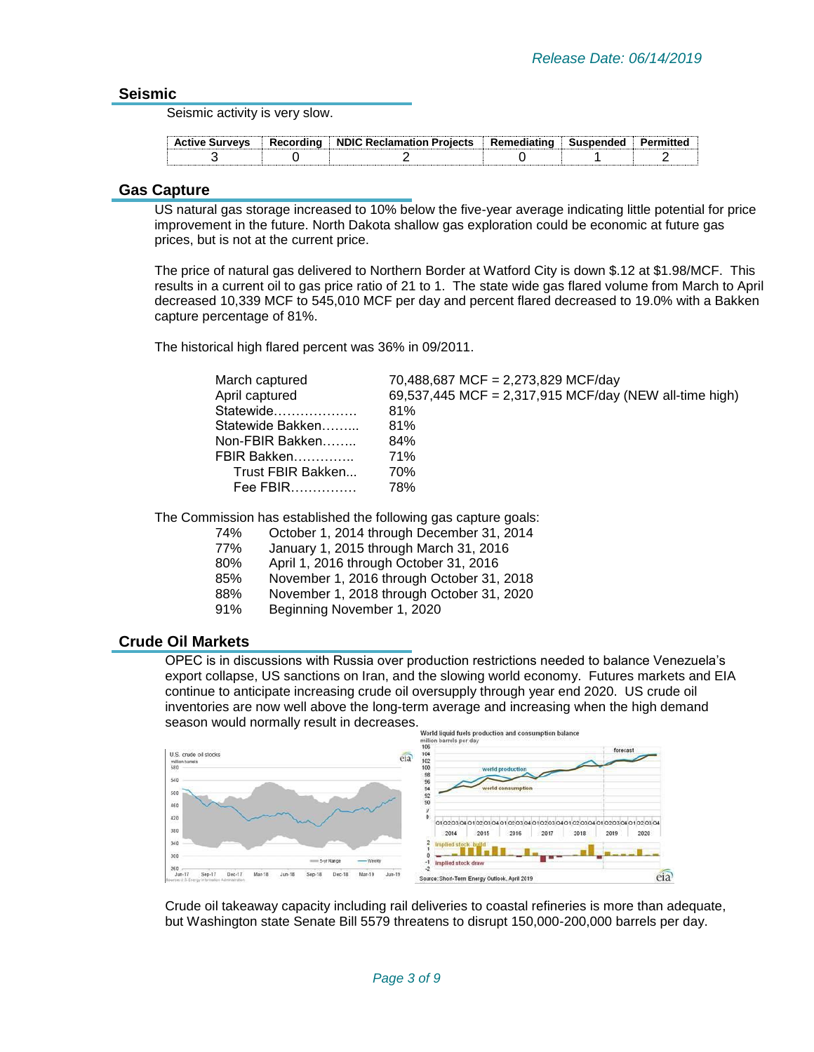*Release Date: 06/14/2019*

## Seismic

Seismic activity is very slow.

| Active Surveys | Recording | NDIC Reclamation Projects | Remediating | Suspended | Permitted |
|---|---|---|---|---|---|
| 3 | 0 | 2 | 0 | 1 | 2 |

## Gas Capture

US natural gas storage increased to 10% below the five-year average indicating little potential for price improvement in the future. North Dakota shallow gas exploration could be economic at future gas prices, but is not at the current price.

The price of natural gas delivered to Northern Border at Watford City is down $.12 at $1.98/MCF. This results in a current oil to gas price ratio of 21 to 1. The state wide gas flared volume from March to April decreased 10,339 MCF to 545,010 MCF per day and percent flared decreased to 19.0% with a Bakken capture percentage of 81%.

The historical high flared percent was 36% in 09/2011.

| | |
|---|---|
| March captured | 70,488,687 MCF = 2,273,829 MCF/day |
| April captured | 69,537,445 MCF = 2,317,915 MCF/day (NEW all-time high) |
| Statewide……………… | 81% |
| Statewide Bakken……... | 81% |
| Non-FBIR Bakken…….. | 84% |
| FBIR Bakken………….. | 71% |
| Trust FBIR Bakken... | 70% |
| Fee FBIR…………… | 78% |

The Commission has established the following gas capture goals:

- 74% October 1, 2014 through December 31, 2014
- 77% January 1, 2015 through March 31, 2016
- 80% April 1, 2016 through October 31, 2016
- 85% November 1, 2016 through October 31, 2018
- 88% November 1, 2018 through October 31, 2020
- 91% Beginning November 1, 2020

## Crude Oil Markets

OPEC is in discussions with Russia over production restrictions needed to balance Venezuela's export collapse, US sanctions on Iran, and the slowing world economy. Futures markets and EIA continue to anticipate increasing crude oil oversupply through year end 2020. US crude oil inventories are now well above the long-term average and increasing when the high demand season would normally result in decreases.

Crude oil takeaway capacity including rail deliveries to coastal refineries is more than adequate, but Washington state Senate Bill 5579 threatens to disrupt 150,000-200,000 barrels per day.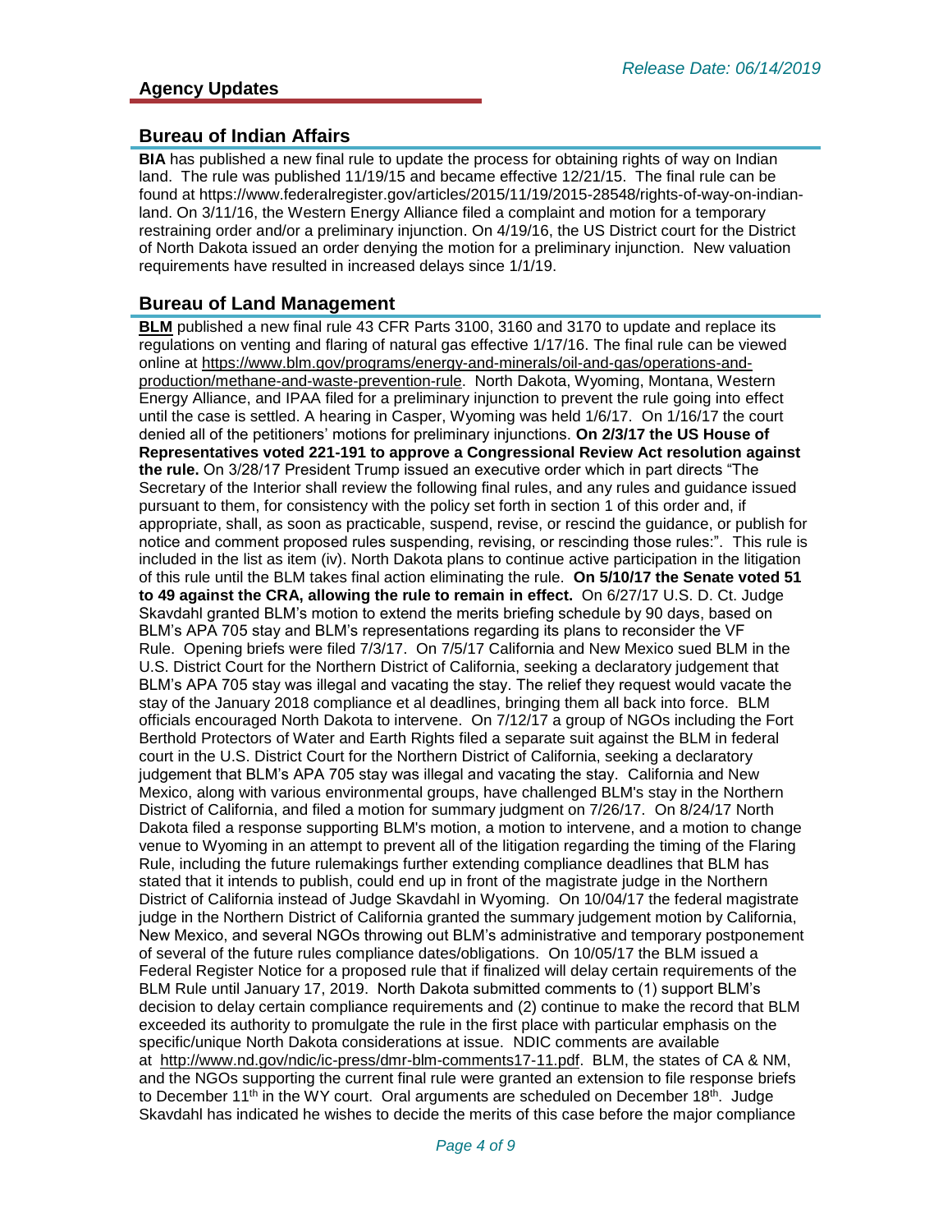*Release Date: 06/14/2019*

## Agency Updates

### Bureau of Indian Affairs

**BIA** has published a new final rule to update the process for obtaining rights of way on Indian land. The rule was published 11/19/15 and became effective 12/21/15. The final rule can be found at https://www.federalregister.gov/articles/2015/11/19/2015-28548/rights-of-way-on-indian-land. On 3/11/16, the Western Energy Alliance filed a complaint and motion for a temporary restraining order and/or a preliminary injunction. On 4/19/16, the US District court for the District of North Dakota issued an order denying the motion for a preliminary injunction. New valuation requirements have resulted in increased delays since 1/1/19.

### Bureau of Land Management

**BLM** published a new final rule 43 CFR Parts 3100, 3160 and 3170 to update and replace its regulations on venting and flaring of natural gas effective 1/17/16. The final rule can be viewed online at https://www.blm.gov/programs/energy-and-minerals/oil-and-gas/operations-and-production/methane-and-waste-prevention-rule. North Dakota, Wyoming, Montana, Western Energy Alliance, and IPAA filed for a preliminary injunction to prevent the rule going into effect until the case is settled. A hearing in Casper, Wyoming was held 1/6/17. On 1/16/17 the court denied all of the petitioners' motions for preliminary injunctions. **On 2/3/17 the US House of Representatives voted 221-191 to approve a Congressional Review Act resolution against the rule.** On 3/28/17 President Trump issued an executive order which in part directs "The Secretary of the Interior shall review the following final rules, and any rules and guidance issued pursuant to them, for consistency with the policy set forth in section 1 of this order and, if appropriate, shall, as soon as practicable, suspend, revise, or rescind the guidance, or publish for notice and comment proposed rules suspending, revising, or rescinding those rules:". This rule is included in the list as item (iv). North Dakota plans to continue active participation in the litigation of this rule until the BLM takes final action eliminating the rule. **On 5/10/17 the Senate voted 51 to 49 against the CRA, allowing the rule to remain in effect.** On 6/27/17 U.S. D. Ct. Judge Skavdahl granted BLM's motion to extend the merits briefing schedule by 90 days, based on BLM's APA 705 stay and BLM's representations regarding its plans to reconsider the VF Rule. Opening briefs were filed 7/3/17. On 7/5/17 California and New Mexico sued BLM in the U.S. District Court for the Northern District of California, seeking a declaratory judgement that BLM's APA 705 stay was illegal and vacating the stay. The relief they request would vacate the stay of the January 2018 compliance et al deadlines, bringing them all back into force. BLM officials encouraged North Dakota to intervene. On 7/12/17 a group of NGOs including the Fort Berthold Protectors of Water and Earth Rights filed a separate suit against the BLM in federal court in the U.S. District Court for the Northern District of California, seeking a declaratory judgement that BLM's APA 705 stay was illegal and vacating the stay. California and New Mexico, along with various environmental groups, have challenged BLM's stay in the Northern District of California, and filed a motion for summary judgment on 7/26/17. On 8/24/17 North Dakota filed a response supporting BLM's motion, a motion to intervene, and a motion to change venue to Wyoming in an attempt to prevent all of the litigation regarding the timing of the Flaring Rule, including the future rulemakings further extending compliance deadlines that BLM has stated that it intends to publish, could end up in front of the magistrate judge in the Northern District of California instead of Judge Skavdahl in Wyoming. On 10/04/17 the federal magistrate judge in the Northern District of California granted the summary judgement motion by California, New Mexico, and several NGOs throwing out BLM's administrative and temporary postponement of several of the future rules compliance dates/obligations. On 10/05/17 the BLM issued a Federal Register Notice for a proposed rule that if finalized will delay certain requirements of the BLM Rule until January 17, 2019. North Dakota submitted comments to (1) support BLM's decision to delay certain compliance requirements and (2) continue to make the record that BLM exceeded its authority to promulgate the rule in the first place with particular emphasis on the specific/unique North Dakota considerations at issue. NDIC comments are available at http://www.nd.gov/ndic/ic-press/dmr-blm-comments17-11.pdf. BLM, the states of CA & NM, and the NGOs supporting the current final rule were granted an extension to file response briefs to December 11th in the WY court. Oral arguments are scheduled on December 18th. Judge Skavdahl has indicated he wishes to decide the merits of this case before the major compliance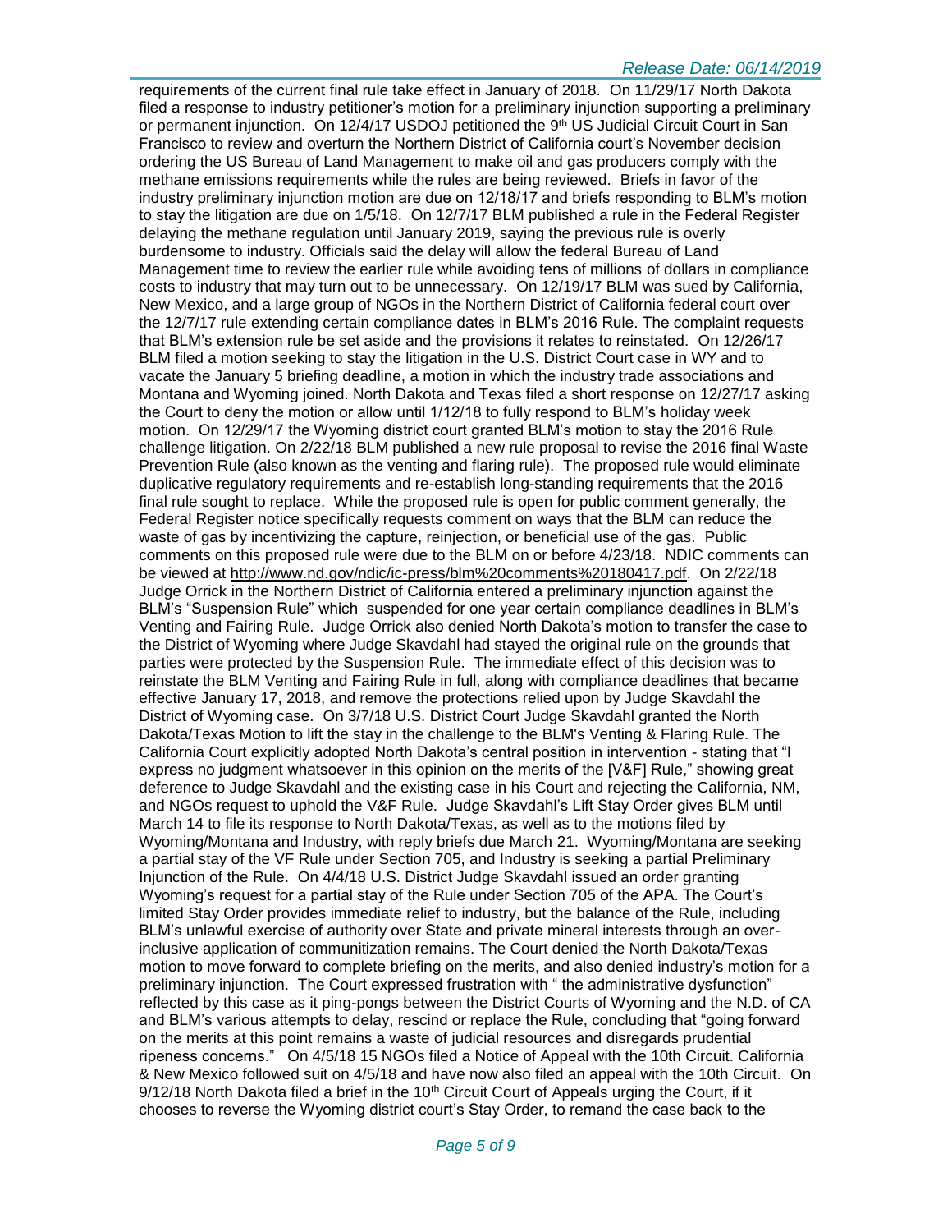requirements of the current final rule take effect in January of 2018. On 11/29/17 North Dakota filed a response to industry petitioner's motion for a preliminary injunction supporting a preliminary or permanent injunction. On 12/4/17 USDOJ petitioned the 9th US Judicial Circuit Court in San Francisco to review and overturn the Northern District of California court's November decision ordering the US Bureau of Land Management to make oil and gas producers comply with the methane emissions requirements while the rules are being reviewed. Briefs in favor of the industry preliminary injunction motion are due on 12/18/17 and briefs responding to BLM's motion to stay the litigation are due on 1/5/18. On 12/7/17 BLM published a rule in the Federal Register delaying the methane regulation until January 2019, saying the previous rule is overly burdensome to industry. Officials said the delay will allow the federal Bureau of Land Management time to review the earlier rule while avoiding tens of millions of dollars in compliance costs to industry that may turn out to be unnecessary. On 12/19/17 BLM was sued by California, New Mexico, and a large group of NGOs in the Northern District of California federal court over the 12/7/17 rule extending certain compliance dates in BLM's 2016 Rule. The complaint requests that BLM's extension rule be set aside and the provisions it relates to reinstated. On 12/26/17 BLM filed a motion seeking to stay the litigation in the U.S. District Court case in WY and to vacate the January 5 briefing deadline, a motion in which the industry trade associations and Montana and Wyoming joined. North Dakota and Texas filed a short response on 12/27/17 asking the Court to deny the motion or allow until 1/12/18 to fully respond to BLM's holiday week motion. On 12/29/17 the Wyoming district court granted BLM's motion to stay the 2016 Rule challenge litigation. On 2/22/18 BLM published a new rule proposal to revise the 2016 final Waste Prevention Rule (also known as the venting and flaring rule). The proposed rule would eliminate duplicative regulatory requirements and re-establish long-standing requirements that the 2016 final rule sought to replace. While the proposed rule is open for public comment generally, the Federal Register notice specifically requests comment on ways that the BLM can reduce the waste of gas by incentivizing the capture, reinjection, or beneficial use of the gas. Public comments on this proposed rule were due to the BLM on or before 4/23/18. NDIC comments can be viewed at http://www.nd.gov/ndic/ic-press/blm%20comments%20180417.pdf. On 2/22/18 Judge Orrick in the Northern District of California entered a preliminary injunction against the BLM's "Suspension Rule" which suspended for one year certain compliance deadlines in BLM's Venting and Fairing Rule. Judge Orrick also denied North Dakota's motion to transfer the case to the District of Wyoming where Judge Skavdahl had stayed the original rule on the grounds that parties were protected by the Suspension Rule. The immediate effect of this decision was to reinstate the BLM Venting and Fairing Rule in full, along with compliance deadlines that became effective January 17, 2018, and remove the protections relied upon by Judge Skavdahl the District of Wyoming case. On 3/7/18 U.S. District Court Judge Skavdahl granted the North Dakota/Texas Motion to lift the stay in the challenge to the BLM's Venting & Flaring Rule. The California Court explicitly adopted North Dakota's central position in intervention - stating that "I express no judgment whatsoever in this opinion on the merits of the [V&F] Rule," showing great deference to Judge Skavdahl and the existing case in his Court and rejecting the California, NM, and NGOs request to uphold the V&F Rule. Judge Skavdahl's Lift Stay Order gives BLM until March 14 to file its response to North Dakota/Texas, as well as to the motions filed by Wyoming/Montana and Industry, with reply briefs due March 21. Wyoming/Montana are seeking a partial stay of the VF Rule under Section 705, and Industry is seeking a partial Preliminary Injunction of the Rule. On 4/4/18 U.S. District Judge Skavdahl issued an order granting Wyoming's request for a partial stay of the Rule under Section 705 of the APA. The Court's limited Stay Order provides immediate relief to industry, but the balance of the Rule, including BLM's unlawful exercise of authority over State and private mineral interests through an over-inclusive application of communitization remains. The Court denied the North Dakota/Texas motion to move forward to complete briefing on the merits, and also denied industry's motion for a preliminary injunction. The Court expressed frustration with " the administrative dysfunction" reflected by this case as it ping-pongs between the District Courts of Wyoming and the N.D. of CA and BLM's various attempts to delay, rescind or replace the Rule, concluding that "going forward on the merits at this point remains a waste of judicial resources and disregards prudential ripeness concerns." On 4/5/18 15 NGOs filed a Notice of Appeal with the 10th Circuit. California & New Mexico followed suit on 4/5/18 and have now also filed an appeal with the 10th Circuit. On 9/12/18 North Dakota filed a brief in the 10th Circuit Court of Appeals urging the Court, if it chooses to reverse the Wyoming district court's Stay Order, to remand the case back to the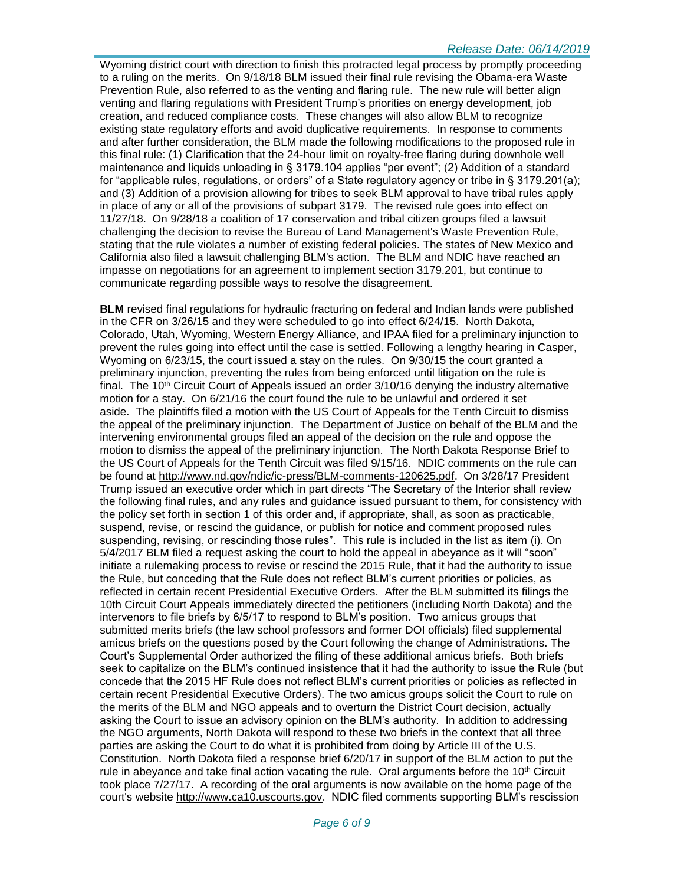Wyoming district court with direction to finish this protracted legal process by promptly proceeding to a ruling on the merits. On 9/18/18 BLM issued their final rule revising the Obama-era Waste Prevention Rule, also referred to as the venting and flaring rule. The new rule will better align venting and flaring regulations with President Trump's priorities on energy development, job creation, and reduced compliance costs. These changes will also allow BLM to recognize existing state regulatory efforts and avoid duplicative requirements. In response to comments and after further consideration, the BLM made the following modifications to the proposed rule in this final rule: (1) Clarification that the 24-hour limit on royalty-free flaring during downhole well maintenance and liquids unloading in § 3179.104 applies "per event"; (2) Addition of a standard for "applicable rules, regulations, or orders" of a State regulatory agency or tribe in § 3179.201(a); and (3) Addition of a provision allowing for tribes to seek BLM approval to have tribal rules apply in place of any or all of the provisions of subpart 3179. The revised rule goes into effect on 11/27/18. On 9/28/18 a coalition of 17 conservation and tribal citizen groups filed a lawsuit challenging the decision to revise the Bureau of Land Management's Waste Prevention Rule, stating that the rule violates a number of existing federal policies. The states of New Mexico and California also filed a lawsuit challenging BLM's action. <u>The BLM and NDIC have reached an impasse on negotiations for an agreement to implement section 3179.201, but continue to communicate regarding possible ways to resolve the disagreement.</u>

**BLM** revised final regulations for hydraulic fracturing on federal and Indian lands were published in the CFR on 3/26/15 and they were scheduled to go into effect 6/24/15. North Dakota, Colorado, Utah, Wyoming, Western Energy Alliance, and IPAA filed for a preliminary injunction to prevent the rules going into effect until the case is settled. Following a lengthy hearing in Casper, Wyoming on 6/23/15, the court issued a stay on the rules. On 9/30/15 the court granted a preliminary injunction, preventing the rules from being enforced until litigation on the rule is final. The 10th Circuit Court of Appeals issued an order 3/10/16 denying the industry alternative motion for a stay. On 6/21/16 the court found the rule to be unlawful and ordered it set aside. The plaintiffs filed a motion with the US Court of Appeals for the Tenth Circuit to dismiss the appeal of the preliminary injunction. The Department of Justice on behalf of the BLM and the intervening environmental groups filed an appeal of the decision on the rule and oppose the motion to dismiss the appeal of the preliminary injunction. The North Dakota Response Brief to the US Court of Appeals for the Tenth Circuit was filed 9/15/16. NDIC comments on the rule can be found at http://www.nd.gov/ndic/ic-press/BLM-comments-120625.pdf. On 3/28/17 President Trump issued an executive order which in part directs "The Secretary of the Interior shall review the following final rules, and any rules and guidance issued pursuant to them, for consistency with the policy set forth in section 1 of this order and, if appropriate, shall, as soon as practicable, suspend, revise, or rescind the guidance, or publish for notice and comment proposed rules suspending, revising, or rescinding those rules". This rule is included in the list as item (i). On 5/4/2017 BLM filed a request asking the court to hold the appeal in abeyance as it will "soon" initiate a rulemaking process to revise or rescind the 2015 Rule, that it had the authority to issue the Rule, but conceding that the Rule does not reflect BLM's current priorities or policies, as reflected in certain recent Presidential Executive Orders. After the BLM submitted its filings the 10th Circuit Court Appeals immediately directed the petitioners (including North Dakota) and the intervenors to file briefs by 6/5/17 to respond to BLM's position. Two amicus groups that submitted merits briefs (the law school professors and former DOI officials) filed supplemental amicus briefs on the questions posed by the Court following the change of Administrations. The Court's Supplemental Order authorized the filing of these additional amicus briefs. Both briefs seek to capitalize on the BLM's continued insistence that it had the authority to issue the Rule (but concede that the 2015 HF Rule does not reflect BLM's current priorities or policies as reflected in certain recent Presidential Executive Orders). The two amicus groups solicit the Court to rule on the merits of the BLM and NGO appeals and to overturn the District Court decision, actually asking the Court to issue an advisory opinion on the BLM's authority. In addition to addressing the NGO arguments, North Dakota will respond to these two briefs in the context that all three parties are asking the Court to do what it is prohibited from doing by Article III of the U.S. Constitution. North Dakota filed a response brief 6/20/17 in support of the BLM action to put the rule in abeyance and take final action vacating the rule. Oral arguments before the 10th Circuit took place 7/27/17. A recording of the oral arguments is now available on the home page of the court's website http://www.ca10.uscourts.gov. NDIC filed comments supporting BLM's rescission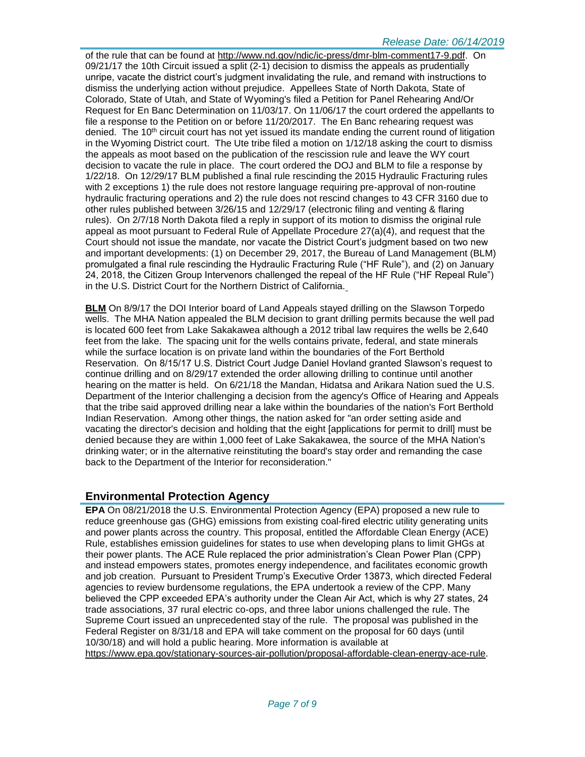of the rule that can be found at http://www.nd.gov/ndic/ic-press/dmr-blm-comment17-9.pdf. On 09/21/17 the 10th Circuit issued a split (2-1) decision to dismiss the appeals as prudentially unripe, vacate the district court's judgment invalidating the rule, and remand with instructions to dismiss the underlying action without prejudice. Appellees State of North Dakota, State of Colorado, State of Utah, and State of Wyoming's filed a Petition for Panel Rehearing And/Or Request for En Banc Determination on 11/03/17. On 11/06/17 the court ordered the appellants to file a response to the Petition on or before 11/20/2017. The En Banc rehearing request was denied. The 10th circuit court has not yet issued its mandate ending the current round of litigation in the Wyoming District court. The Ute tribe filed a motion on 1/12/18 asking the court to dismiss the appeals as moot based on the publication of the rescission rule and leave the WY court decision to vacate the rule in place. The court ordered the DOJ and BLM to file a response by 1/22/18. On 12/29/17 BLM published a final rule rescinding the 2015 Hydraulic Fracturing rules with 2 exceptions 1) the rule does not restore language requiring pre-approval of non-routine hydraulic fracturing operations and 2) the rule does not rescind changes to 43 CFR 3160 due to other rules published between 3/26/15 and 12/29/17 (electronic filing and venting & flaring rules). On 2/7/18 North Dakota filed a reply in support of its motion to dismiss the original rule appeal as moot pursuant to Federal Rule of Appellate Procedure 27(a)(4), and request that the Court should not issue the mandate, nor vacate the District Court's judgment based on two new and important developments: (1) on December 29, 2017, the Bureau of Land Management (BLM) promulgated a final rule rescinding the Hydraulic Fracturing Rule ("HF Rule"), and (2) on January 24, 2018, the Citizen Group Intervenors challenged the repeal of the HF Rule ("HF Repeal Rule") in the U.S. District Court for the Northern District of California.

**BLM** On 8/9/17 the DOI Interior board of Land Appeals stayed drilling on the Slawson Torpedo wells. The MHA Nation appealed the BLM decision to grant drilling permits because the well pad is located 600 feet from Lake Sakakawea although a 2012 tribal law requires the wells be 2,640 feet from the lake. The spacing unit for the wells contains private, federal, and state minerals while the surface location is on private land within the boundaries of the Fort Berthold Reservation. On 8/15/17 U.S. District Court Judge Daniel Hovland granted Slawson's request to continue drilling and on 8/29/17 extended the order allowing drilling to continue until another hearing on the matter is held. On 6/21/18 the Mandan, Hidatsa and Arikara Nation sued the U.S. Department of the Interior challenging a decision from the agency's Office of Hearing and Appeals that the tribe said approved drilling near a lake within the boundaries of the nation's Fort Berthold Indian Reservation. Among other things, the nation asked for "an order setting aside and vacating the director's decision and holding that the eight [applications for permit to drill] must be denied because they are within 1,000 feet of Lake Sakakawea, the source of the MHA Nation's drinking water; or in the alternative reinstituting the board's stay order and remanding the case back to the Department of the Interior for reconsideration."

## Environmental Protection Agency

**EPA** On 08/21/2018 the U.S. Environmental Protection Agency (EPA) proposed a new rule to reduce greenhouse gas (GHG) emissions from existing coal-fired electric utility generating units and power plants across the country. This proposal, entitled the Affordable Clean Energy (ACE) Rule, establishes emission guidelines for states to use when developing plans to limit GHGs at their power plants. The ACE Rule replaced the prior administration's Clean Power Plan (CPP) and instead empowers states, promotes energy independence, and facilitates economic growth and job creation. Pursuant to President Trump's Executive Order 13873, which directed Federal agencies to review burdensome regulations, the EPA undertook a review of the CPP. Many believed the CPP exceeded EPA's authority under the Clean Air Act, which is why 27 states, 24 trade associations, 37 rural electric co-ops, and three labor unions challenged the rule. The Supreme Court issued an unprecedented stay of the rule. The proposal was published in the Federal Register on 8/31/18 and EPA will take comment on the proposal for 60 days (until 10/30/18) and will hold a public hearing. More information is available at https://www.epa.gov/stationary-sources-air-pollution/proposal-affordable-clean-energy-ace-rule.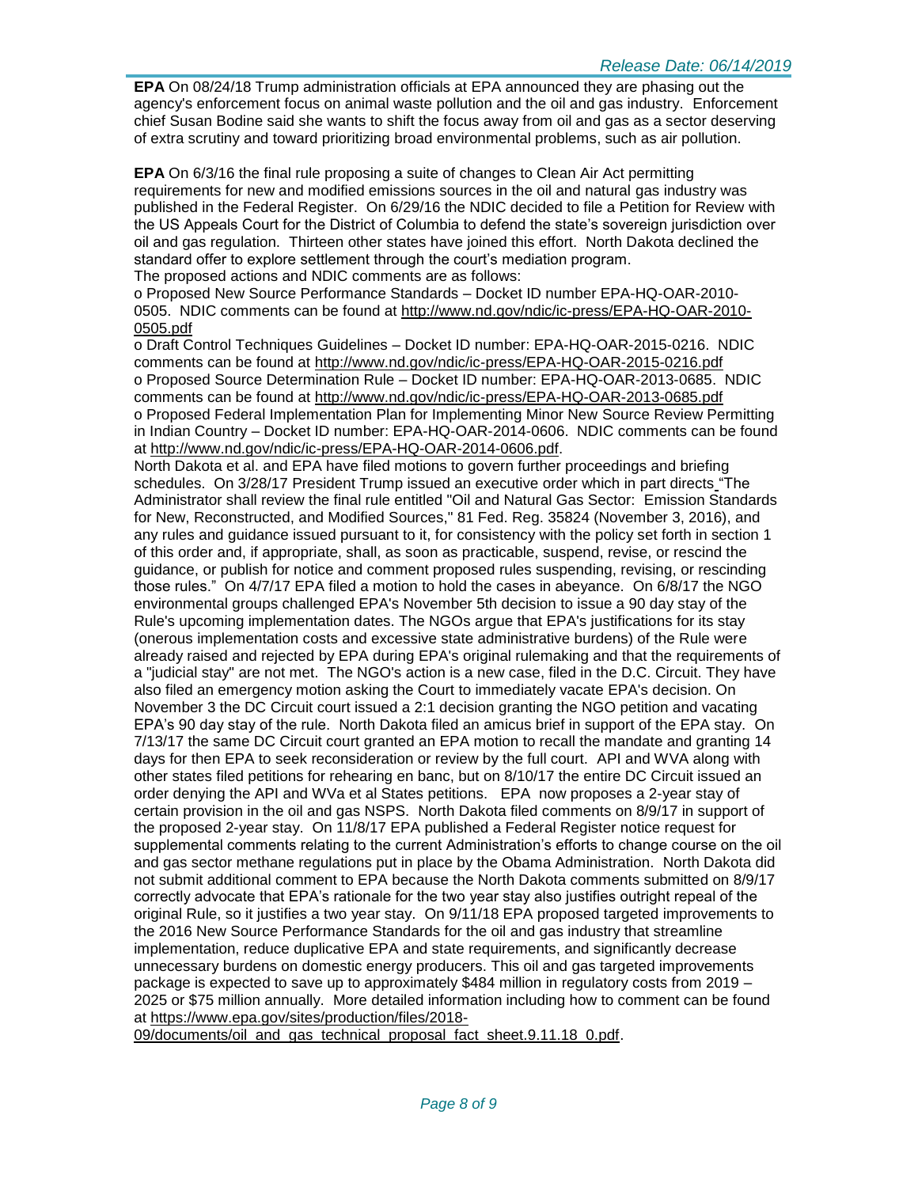**EPA** On 08/24/18 Trump administration officials at EPA announced they are phasing out the agency's enforcement focus on animal waste pollution and the oil and gas industry. Enforcement chief Susan Bodine said she wants to shift the focus away from oil and gas as a sector deserving of extra scrutiny and toward prioritizing broad environmental problems, such as air pollution.

**EPA** On 6/3/16 the final rule proposing a suite of changes to Clean Air Act permitting requirements for new and modified emissions sources in the oil and natural gas industry was published in the Federal Register. On 6/29/16 the NDIC decided to file a Petition for Review with the US Appeals Court for the District of Columbia to defend the state's sovereign jurisdiction over oil and gas regulation. Thirteen other states have joined this effort. North Dakota declined the standard offer to explore settlement through the court's mediation program.
The proposed actions and NDIC comments are as follows:

o Proposed New Source Performance Standards – Docket ID number EPA-HQ-OAR-2010-0505. NDIC comments can be found at http://www.nd.gov/ndic/ic-press/EPA-HQ-OAR-2010-0505.pdf
o Draft Control Techniques Guidelines – Docket ID number: EPA-HQ-OAR-2015-0216. NDIC comments can be found at http://www.nd.gov/ndic/ic-press/EPA-HQ-OAR-2015-0216.pdf
o Proposed Source Determination Rule – Docket ID number: EPA-HQ-OAR-2013-0685. NDIC comments can be found at http://www.nd.gov/ndic/ic-press/EPA-HQ-OAR-2013-0685.pdf
o Proposed Federal Implementation Plan for Implementing Minor New Source Review Permitting in Indian Country – Docket ID number: EPA-HQ-OAR-2014-0606. NDIC comments can be found at http://www.nd.gov/ndic/ic-press/EPA-HQ-OAR-2014-0606.pdf.

North Dakota et al. and EPA have filed motions to govern further proceedings and briefing schedules. On 3/28/17 President Trump issued an executive order which in part directs "The Administrator shall review the final rule entitled "Oil and Natural Gas Sector: Emission Standards for New, Reconstructed, and Modified Sources," 81 Fed. Reg. 35824 (November 3, 2016), and any rules and guidance issued pursuant to it, for consistency with the policy set forth in section 1 of this order and, if appropriate, shall, as soon as practicable, suspend, revise, or rescind the guidance, or publish for notice and comment proposed rules suspending, revising, or rescinding those rules." On 4/7/17 EPA filed a motion to hold the cases in abeyance. On 6/8/17 the NGO environmental groups challenged EPA's November 5th decision to issue a 90 day stay of the Rule's upcoming implementation dates. The NGOs argue that EPA's justifications for its stay (onerous implementation costs and excessive state administrative burdens) of the Rule were already raised and rejected by EPA during EPA's original rulemaking and that the requirements of a "judicial stay" are not met. The NGO's action is a new case, filed in the D.C. Circuit. They have also filed an emergency motion asking the Court to immediately vacate EPA's decision. On November 3 the DC Circuit court issued a 2:1 decision granting the NGO petition and vacating EPA's 90 day stay of the rule. North Dakota filed an amicus brief in support of the EPA stay. On 7/13/17 the same DC Circuit court granted an EPA motion to recall the mandate and granting 14 days for then EPA to seek reconsideration or review by the full court. API and WVA along with other states filed petitions for rehearing en banc, but on 8/10/17 the entire DC Circuit issued an order denying the API and WVa et al States petitions. EPA now proposes a 2-year stay of certain provision in the oil and gas NSPS. North Dakota filed comments on 8/9/17 in support of the proposed 2-year stay. On 11/8/17 EPA published a Federal Register notice request for supplemental comments relating to the current Administration's efforts to change course on the oil and gas sector methane regulations put in place by the Obama Administration. North Dakota did not submit additional comment to EPA because the North Dakota comments submitted on 8/9/17 correctly advocate that EPA's rationale for the two year stay also justifies outright repeal of the original Rule, so it justifies a two year stay. On 9/11/18 EPA proposed targeted improvements to the 2016 New Source Performance Standards for the oil and gas industry that streamline implementation, reduce duplicative EPA and state requirements, and significantly decrease unnecessary burdens on domestic energy producers. This oil and gas targeted improvements package is expected to save up to approximately $484 million in regulatory costs from 2019 – 2025 or $75 million annually. More detailed information including how to comment can be found at https://www.epa.gov/sites/production/files/2018-09/documents/oil_and_gas_technical_proposal_fact_sheet.9.11.18_0.pdf.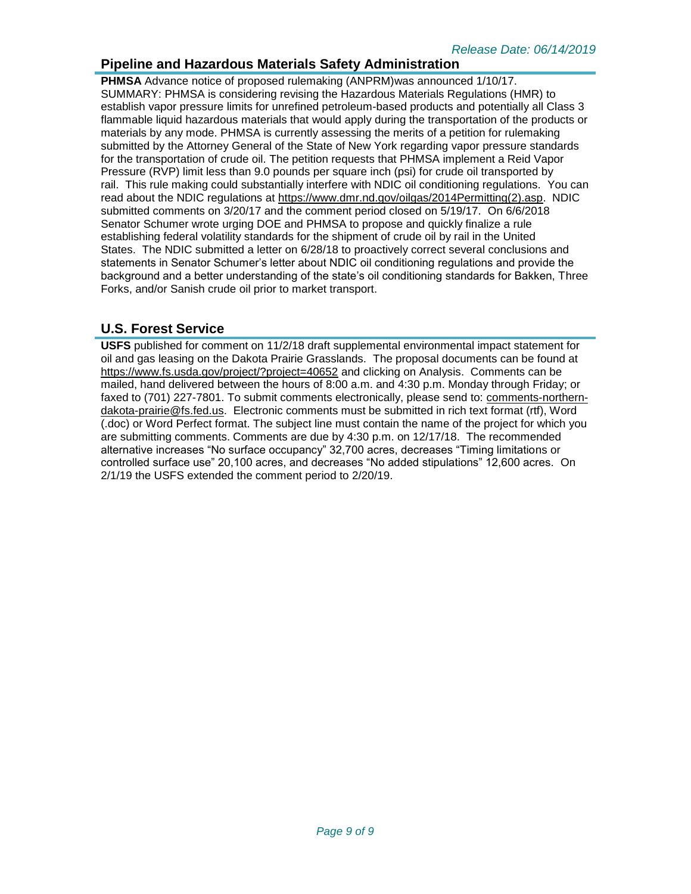*Release Date: 06/14/2019*

## Pipeline and Hazardous Materials Safety Administration

**PHMSA** Advance notice of proposed rulemaking (ANPRM)was announced 1/10/17. SUMMARY: PHMSA is considering revising the Hazardous Materials Regulations (HMR) to establish vapor pressure limits for unrefined petroleum-based products and potentially all Class 3 flammable liquid hazardous materials that would apply during the transportation of the products or materials by any mode. PHMSA is currently assessing the merits of a petition for rulemaking submitted by the Attorney General of the State of New York regarding vapor pressure standards for the transportation of crude oil. The petition requests that PHMSA implement a Reid Vapor Pressure (RVP) limit less than 9.0 pounds per square inch (psi) for crude oil transported by rail. This rule making could substantially interfere with NDIC oil conditioning regulations. You can read about the NDIC regulations at https://www.dmr.nd.gov/oilgas/2014Permitting(2).asp. NDIC submitted comments on 3/20/17 and the comment period closed on 5/19/17. On 6/6/2018 Senator Schumer wrote urging DOE and PHMSA to propose and quickly finalize a rule establishing federal volatility standards for the shipment of crude oil by rail in the United States. The NDIC submitted a letter on 6/28/18 to proactively correct several conclusions and statements in Senator Schumer's letter about NDIC oil conditioning regulations and provide the background and a better understanding of the state's oil conditioning standards for Bakken, Three Forks, and/or Sanish crude oil prior to market transport.

## U.S. Forest Service

**USFS** published for comment on 11/2/18 draft supplemental environmental impact statement for oil and gas leasing on the Dakota Prairie Grasslands. The proposal documents can be found at https://www.fs.usda.gov/project/?project=40652 and clicking on Analysis. Comments can be mailed, hand delivered between the hours of 8:00 a.m. and 4:30 p.m. Monday through Friday; or faxed to (701) 227-7801. To submit comments electronically, please send to: comments-northern-dakota-prairie@fs.fed.us. Electronic comments must be submitted in rich text format (rtf), Word (.doc) or Word Perfect format. The subject line must contain the name of the project for which you are submitting comments. Comments are due by 4:30 p.m. on 12/17/18. The recommended alternative increases "No surface occupancy" 32,700 acres, decreases "Timing limitations or controlled surface use" 20,100 acres, and decreases "No added stipulations" 12,600 acres. On 2/1/19 the USFS extended the comment period to 2/20/19.